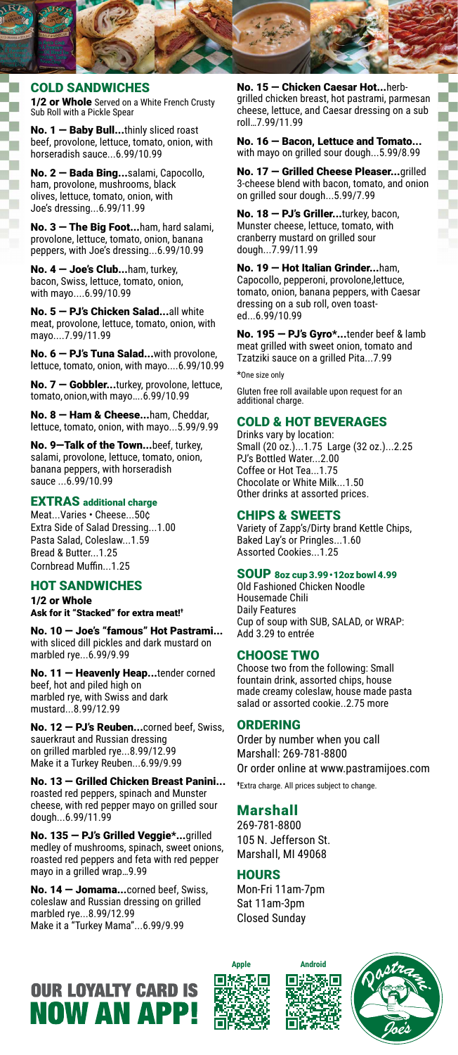## COLD SANDWICHES

**1/2 or Whole** Served on a White French Crusty Sub Roll with a Pickle Spear

**No. 1 — Baby Bull...**thinly sliced roast beef, provolone, lettuce, tomato, onion, with horseradish sauce...6.99/10.99

**No. 2 — Bada Bing...**salami, Capocollo, ham, provolone, mushrooms, black olives, lettuce, tomato, onion, with Joe's dressing...6.99/11.99

**No. 3 — The Big Foot...**ham, hard salami, provolone, lettuce, tomato, onion, banana peppers, with Joe's dressing...6.99/10.99

**No. 4 — Joe's Club...**ham, turkey, bacon, Swiss, lettuce, tomato, onion, with mayo....6.99/10.99

**No. 5 — PJ's Chicken Salad...**all white meat, provolone, lettuce, tomato, onion, with mayo....7.99/11.99

**No. 6 — PJ's Tuna Salad...**with provolone, lettuce, tomato, onion, with mayo....6.99/10.99

**No. 7 — Gobbler...**turkey, provolone, lettuce, tomato, onion, with mayo....6.99/10.99

**No. 8 — Ham & Cheese...**ham, Cheddar, lettuce, tomato, onion, with mayo...5.99/9.99

**No. 9—Talk of the Town...**beef, turkey, salami, provolone, lettuce, tomato, onion, banana peppers, with horseradish sauce ...6.99/10.99

## EXTRAS additional charge

Meat...Varies • Cheese...50¢
Extra Side of Salad Dressing...1.00
Pasta Salad, Coleslaw...1.59
Bread & Butter...1.25
Cornbread Muffin...1.25

## HOT SANDWICHES

**1/2 or Whole**
**Ask for it "Stacked" for extra meat![†]**

**No. 10 — Joe's "famous" Hot Pastrami...** with sliced dill pickles and dark mustard on marbled rye...6.99/9.99

**No. 11 — Heavenly Heap...**tender corned beef, hot and piled high on marbled rye, with Swiss and dark mustard...8.99/12.99

**No. 12 — PJ's Reuben...**corned beef, Swiss, sauerkraut and Russian dressing on grilled marbled rye...8.99/12.99
Make it a Turkey Reuben...6.99/9.99

**No. 13 — Grilled Chicken Breast Panini...** roasted red peppers, spinach and Munster cheese, with red pepper mayo on grilled sour dough...6.99/11.99

**No. 135 — PJ's Grilled Veggie*...**grilled medley of mushrooms, spinach, sweet onions, roasted red peppers and feta with red pepper mayo in a grilled wrap...9.99

**No. 14 — Jomama...**corned beef, Swiss, coleslaw and Russian dressing on grilled marbled rye...8.99/12.99
Make it a "Turkey Mama"...6.99/9.99

**No. 15 — Chicken Caesar Hot...**herb-grilled chicken breast, hot pastrami, parmesan cheese, lettuce, and Caesar dressing on a sub roll...7.99/11.99

**No. 16 — Bacon, Lettuce and Tomato...** with mayo on grilled sour dough...5.99/8.99

**No. 17 — Grilled Cheese Pleaser...**grilled 3-cheese blend with bacon, tomato, and onion on grilled sour dough...5.99/7.99

**No. 18 — PJ's Griller...**turkey, bacon, Munster cheese, lettuce, tomato, with cranberry mustard on grilled sour dough...7.99/11.99

**No. 19 — Hot Italian Grinder...**ham, Capocollo, pepperoni, provolone,lettuce, tomato, onion, banana peppers, with Caesar dressing on a sub roll, oven toasted...6.99/10.99

**No. 195 — PJ's Gyro*...**tender beef & lamb meat grilled with sweet onion, tomato and Tzatziki sauce on a grilled Pita...7.99

*One size only

Gluten free roll available upon request for an additional charge.

## COLD & HOT BEVERAGES

Drinks vary by location:
Small (20 oz.)...1.75 Large (32 oz.)...2.25
PJ's Bottled Water...2.00
Coffee or Hot Tea...1.75
Chocolate or White Milk...1.50
Other drinks at assorted prices.

## CHIPS & SWEETS

Variety of Zapp's/Dirty brand Kettle Chips, Baked Lay's or Pringles...1.60
Assorted Cookies...1.25

## SOUP 8oz cup 3.99 • 12oz bowl 4.99

Old Fashioned Chicken Noodle
Housemade Chili
Daily Features
Cup of soup with SUB, SALAD, or WRAP: Add 3.29 to entrée

## CHOOSE TWO

Choose two from the following: Small fountain drink, assorted chips, house made creamy coleslaw, house made pasta salad or assorted cookie..2.75 more

## ORDERING

Order by number when you call
Marshall: 269-781-8800
Or order online at www.pastramijoes.com

[†]Extra charge. All prices subject to change.

## Marshall

269-781-8800
105 N. Jefferson St.
Marshall, MI 49068

## HOURS

Mon-Fri 11am-7pm
Sat 11am-3pm
Closed Sunday

# OUR LOYALTY CARD IS NOW AN APP!

Apple Android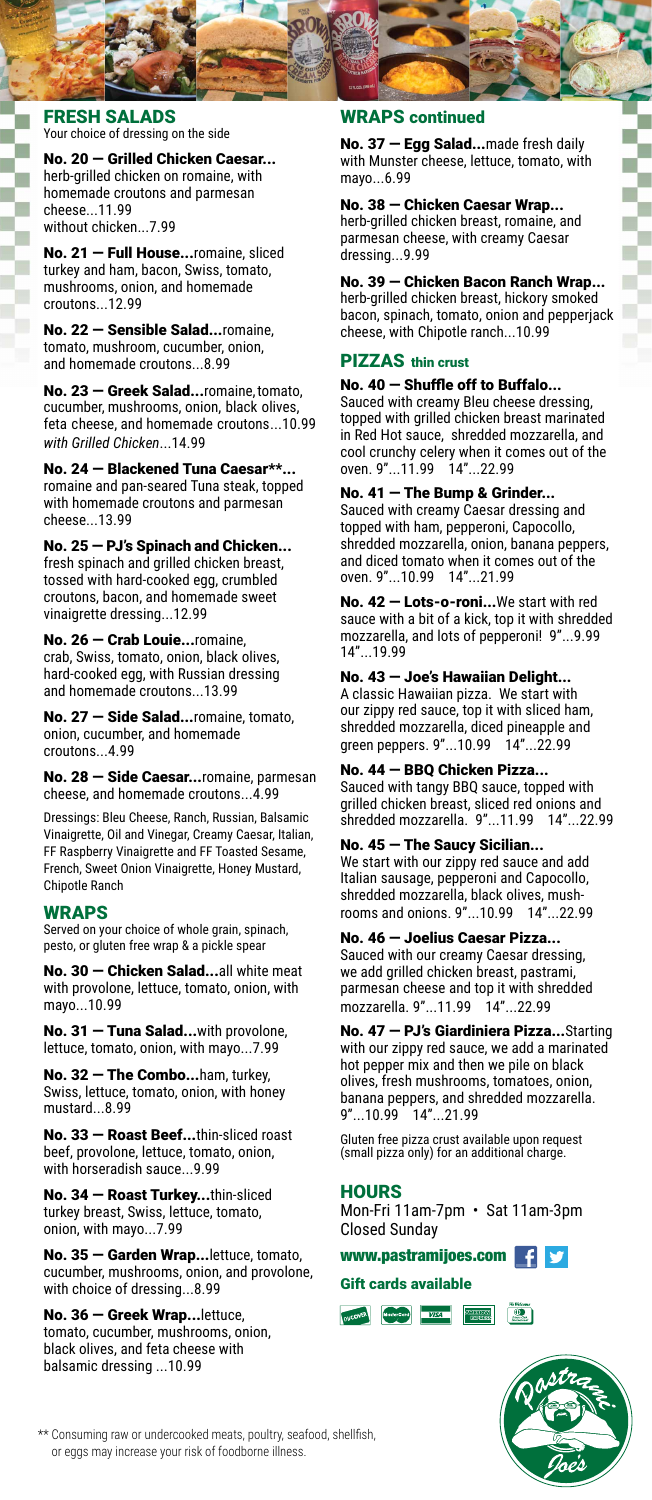## FRESH SALADS

Your choice of dressing on the side

**No. 20 — Grilled Chicken Caesar...** herb-grilled chicken on romaine, with homemade croutons and parmesan cheese...11.99
without chicken...7.99

**No. 21 — Full House...** romaine, sliced turkey and ham, bacon, Swiss, tomato, mushrooms, onion, and homemade croutons...12.99

**No. 22 — Sensible Salad...** romaine, tomato, mushroom, cucumber, onion, and homemade croutons...8.99

**No. 23 — Greek Salad...** romaine, tomato, cucumber, mushrooms, onion, black olives, feta cheese, and homemade croutons...10.99
*with Grilled Chicken*...14.99

**No. 24 — Blackened Tuna Caesar\*\*...** romaine and pan-seared Tuna steak, topped with homemade croutons and parmesan cheese...13.99

**No. 25 — PJ's Spinach and Chicken...** fresh spinach and grilled chicken breast, tossed with hard-cooked egg, crumbled croutons, bacon, and homemade sweet vinaigrette dressing...12.99

**No. 26 — Crab Louie...** romaine, crab, Swiss, tomato, onion, black olives, hard-cooked egg, with Russian dressing and homemade croutons...13.99

**No. 27 — Side Salad...** romaine, tomato, onion, cucumber, and homemade croutons...4.99

**No. 28 — Side Caesar...** romaine, parmesan cheese, and homemade croutons...4.99

Dressings: Bleu Cheese, Ranch, Russian, Balsamic Vinaigrette, Oil and Vinegar, Creamy Caesar, Italian, FF Raspberry Vinaigrette and FF Toasted Sesame, French, Sweet Onion Vinaigrette, Honey Mustard, Chipotle Ranch

## WRAPS

Served on your choice of whole grain, spinach, pesto, or gluten free wrap & a pickle spear

**No. 30 — Chicken Salad...** all white meat with provolone, lettuce, tomato, onion, with mayo...10.99

**No. 31 — Tuna Salad...** with provolone, lettuce, tomato, onion, with mayo...7.99

**No. 32 — The Combo...** ham, turkey, Swiss, lettuce, tomato, onion, with honey mustard...8.99

**No. 33 — Roast Beef...** thin-sliced roast beef, provolone, lettuce, tomato, onion, with horseradish sauce...9.99

**No. 34 — Roast Turkey...** thin-sliced turkey breast, Swiss, lettuce, tomato, onion, with mayo...7.99

**No. 35 — Garden Wrap...** lettuce, tomato, cucumber, mushrooms, onion, and provolone, with choice of dressing...8.99

**No. 36 — Greek Wrap...** lettuce, tomato, cucumber, mushrooms, onion, black olives, and feta cheese with balsamic dressing ...10.99

## WRAPS continued

**No. 37 — Egg Salad...** made fresh daily with Munster cheese, lettuce, tomato, with mayo...6.99

**No. 38 — Chicken Caesar Wrap...** herb-grilled chicken breast, romaine, and parmesan cheese, with creamy Caesar dressing...9.99

**No. 39 — Chicken Bacon Ranch Wrap...** herb-grilled chicken breast, hickory smoked bacon, spinach, tomato, onion and pepperjack cheese, with Chipotle ranch...10.99

## PIZZAS thin crust

**No. 40 — Shuffle off to Buffalo...** Sauced with creamy Bleu cheese dressing, topped with grilled chicken breast marinated in Red Hot sauce, shredded mozzarella, and cool crunchy celery when it comes out of the oven. 9"...11.99 14"...22.99

**No. 41 — The Bump & Grinder...** Sauced with creamy Caesar dressing and topped with ham, pepperoni, Capocollo, shredded mozzarella, onion, banana peppers, and diced tomato when it comes out of the oven. 9"...10.99 14"...21.99

**No. 42 — Lots-o-roni...** We start with red sauce with a bit of a kick, top it with shredded mozzarella, and lots of pepperoni! 9"...9.99 14"...19.99

**No. 43 — Joe's Hawaiian Delight...** A classic Hawaiian pizza. We start with our zippy red sauce, top it with sliced ham, shredded mozzarella, diced pineapple and green peppers. 9"...10.99 14"...22.99

**No. 44 — BBQ Chicken Pizza...** Sauced with tangy BBQ sauce, topped with grilled chicken breast, sliced red onions and shredded mozzarella. 9"...11.99 14"...22.99

**No. 45 — The Saucy Sicilian...** We start with our zippy red sauce and add Italian sausage, pepperoni and Capocollo, shredded mozzarella, black olives, mushrooms and onions. 9"...10.99 14"...22.99

**No. 46 — Joelius Caesar Pizza...** Sauced with our creamy Caesar dressing, we add grilled chicken breast, pastrami, parmesan cheese and top it with shredded mozzarella. 9"...11.99 14"...22.99

**No. 47 — PJ's Giardiniera Pizza...** Starting with our zippy red sauce, we add a marinated hot pepper mix and then we pile on black olives, fresh mushrooms, tomatoes, onion, banana peppers, and shredded mozzarella. 9"...10.99 14"...21.99

Gluten free pizza crust available upon request (small pizza only) for an additional charge.

## HOURS

Mon-Fri 11am-7pm • Sat 11am-3pm
Closed Sunday

**www.pastramijoes.com**

**Gift cards available**

\*\* Consuming raw or undercooked meats, poultry, seafood, shellfish, or eggs may increase your risk of foodborne illness.